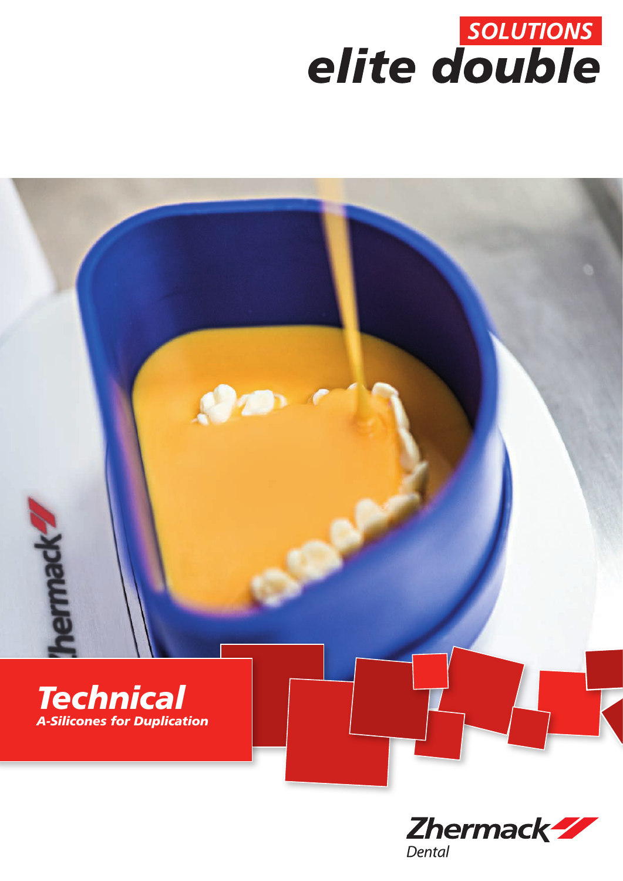SOLUTIONS

# elite double

## Technical

*A-Silicones for Duplication*

Zhermack

Dental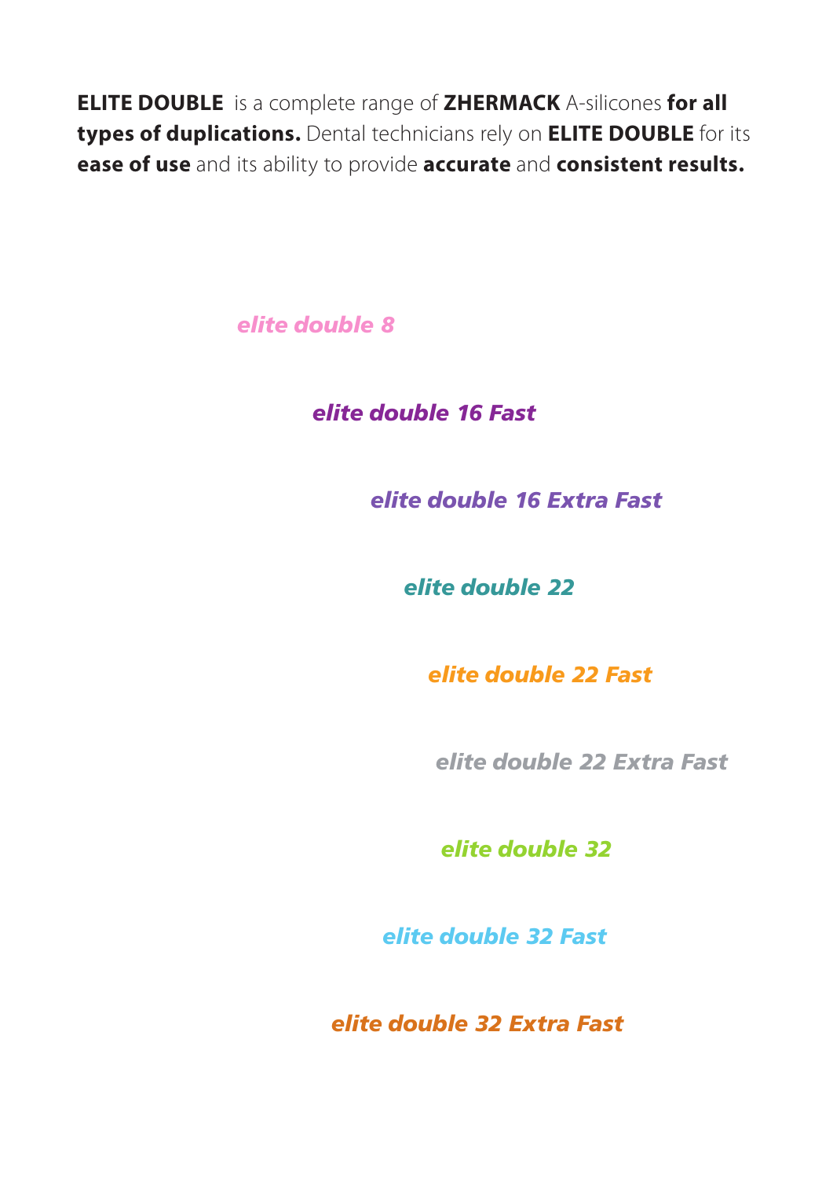**ELITE DOUBLE** is a complete range of **ZHERMACK** A-silicones **for all types of duplications.** Dental technicians rely on **ELITE DOUBLE** for its **ease of use** and its ability to provide **accurate** and **consistent results.**

***elite double 8***

***elite double 16 Fast***

***elite double 16 Extra Fast***

***elite double 22***

***elite double 22 Fast***

***elite double 22 Extra Fast***

***elite double 32***

***elite double 32 Fast***

***elite double 32 Extra Fast***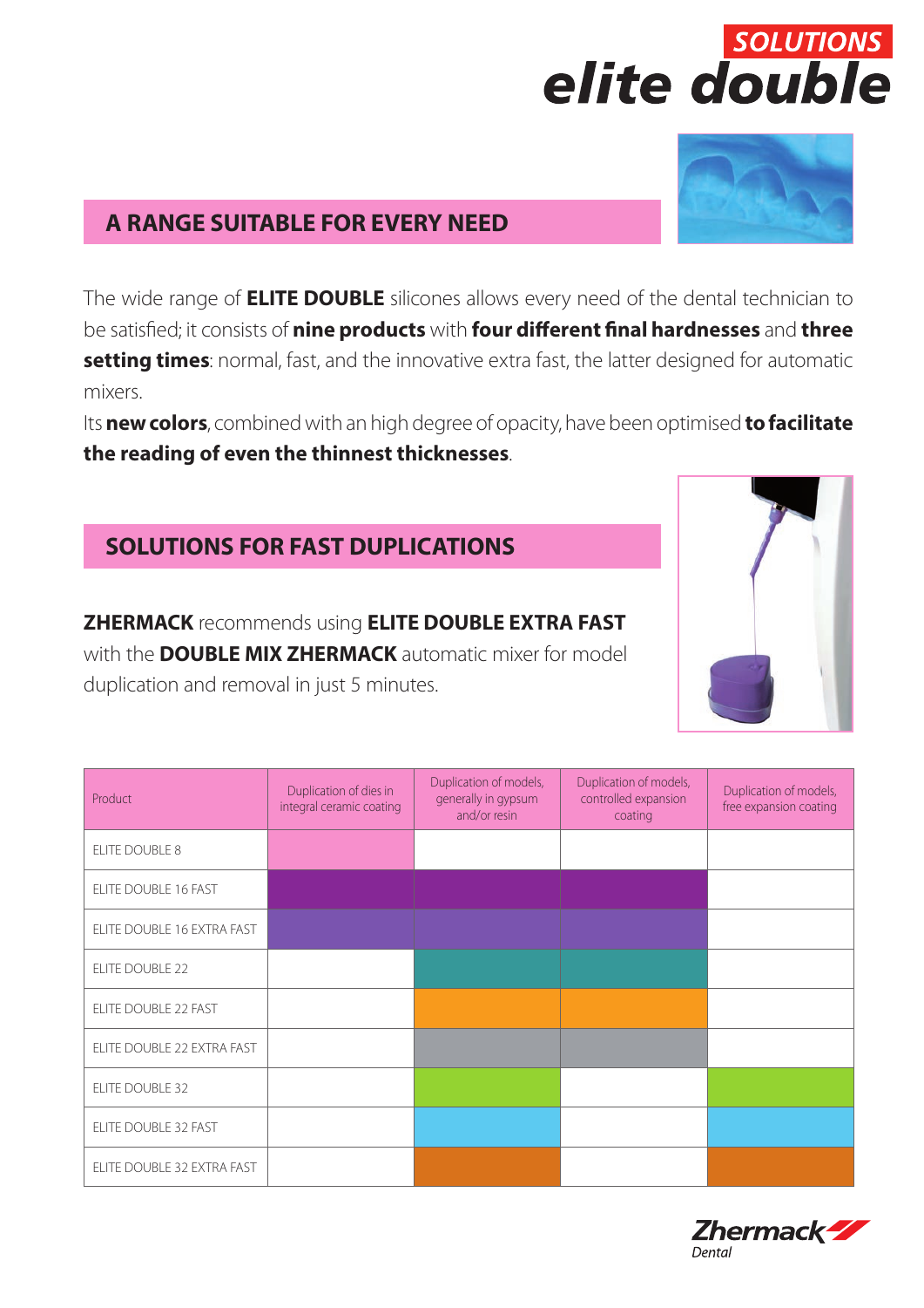SOLUTIONS

# elite double

## A RANGE SUITABLE FOR EVERY NEED

The wide range of **ELITE DOUBLE** silicones allows every need of the dental technician to be satisfied; it consists of **nine products** with **four different final hardnesses** and **three setting times**: normal, fast, and the innovative extra fast, the latter designed for automatic mixers.

Its **new colors**, combined with an high degree of opacity, have been optimised **to facilitate the reading of even the thinnest thicknesses**.

## SOLUTIONS FOR FAST DUPLICATIONS

**ZHERMACK** recommends using **ELITE DOUBLE EXTRA FAST** with the **DOUBLE MIX ZHERMACK** automatic mixer for model duplication and removal in just 5 minutes.

| Product | Duplication of dies in integral ceramic coating | Duplication of models, generally in gypsum and/or resin | Duplication of models, controlled expansion coating | Duplication of models, free expansion coating |
|---|---|---|---|---|
| ELITE DOUBLE 8 | ✓ | | | |
| ELITE DOUBLE 16 FAST | ✓ | ✓ | ✓ | |
| ELITE DOUBLE 16 EXTRA FAST | ✓ | ✓ | ✓ | |
| ELITE DOUBLE 22 | | ✓ | ✓ | |
| ELITE DOUBLE 22 FAST | | ✓ | ✓ | |
| ELITE DOUBLE 22 EXTRA FAST | | ✓ | ✓ | |
| ELITE DOUBLE 32 | | ✓ | | ✓ |
| ELITE DOUBLE 32 FAST | | ✓ | | ✓ |
| ELITE DOUBLE 32 EXTRA FAST | | ✓ | | ✓ |

Zhermack Dental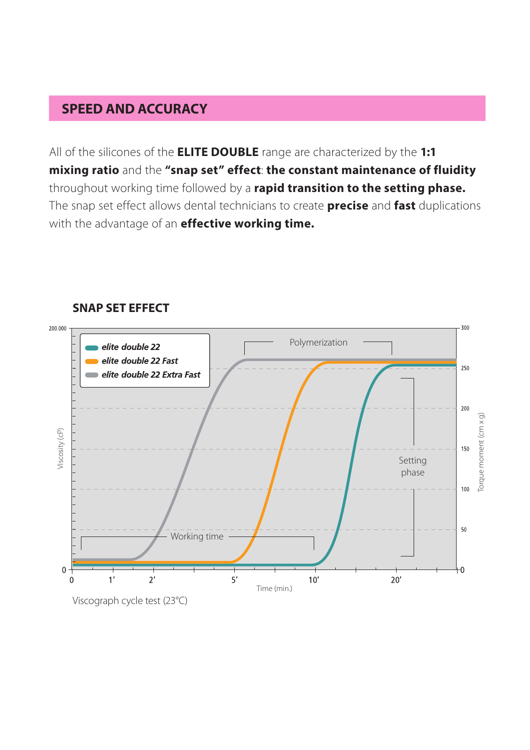## SPEED AND ACCURACY

All of the silicones of the **ELITE DOUBLE** range are characterized by the **1:1 mixing ratio** and the **"snap set" effect**: **the constant maintenance of fluidity** throughout working time followed by a **rapid transition to the setting phase.** The snap set effect allows dental technicians to create **precise** and **fast** duplications with the advantage of an **effective working time.**

### SNAP SET EFFECT

*elite double 22*
*elite double 22 Fast*
*elite double 22 Extra Fast*

Polymerization

Working time

Setting phase

Viscosity (cP)

200.000

0

Torque moment (cm x g)

300
250
200
150
100
50
0

Time (min.)

0 1' 2' 5' 10' 20'

Viscograph cycle test (23°C)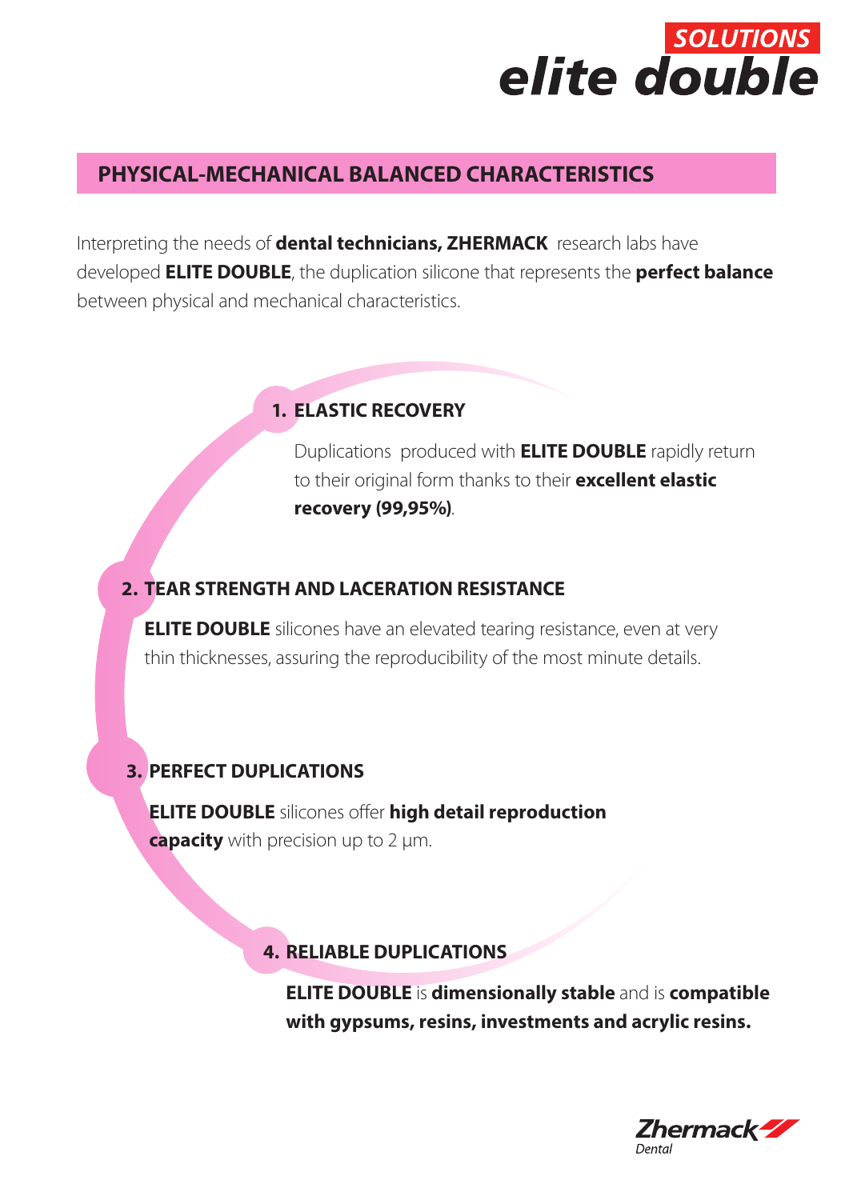SOLUTIONS
**elite double**

## PHYSICAL-MECHANICAL BALANCED CHARACTERISTICS

Interpreting the needs of **dental technicians, ZHERMACK** research labs have developed **ELITE DOUBLE**, the duplication silicone that represents the **perfect balance** between physical and mechanical characteristics.

### 1. ELASTIC RECOVERY

Duplications produced with **ELITE DOUBLE** rapidly return to their original form thanks to their **excellent elastic recovery (99,95%)**.

### 2. TEAR STRENGTH AND LACERATION RESISTANCE

**ELITE DOUBLE** silicones have an elevated tearing resistance, even at very thin thicknesses, assuring the reproducibility of the most minute details.

### 3. PERFECT DUPLICATIONS

**ELITE DOUBLE** silicones offer **high detail reproduction capacity** with precision up to 2 µm.

### 4. RELIABLE DUPLICATIONS

**ELITE DOUBLE** is **dimensionally stable** and is **compatible with gypsums, resins, investments and acrylic resins.**

Zhermack Dental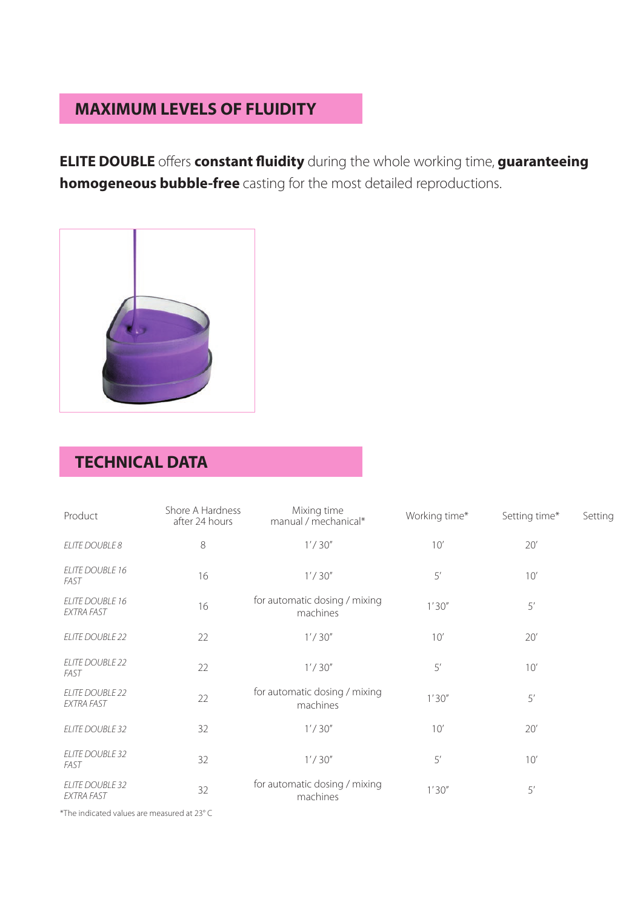## MAXIMUM LEVELS OF FLUIDITY

**ELITE DOUBLE** offers **constant fluidity** during the whole working time, **guaranteeing homogeneous bubble-free** casting for the most detailed reproductions.

## TECHNICAL DATA

| Product | Shore A Hardness after 24 hours | Mixing time manual / mechanical* | Working time* | Setting time* | Setting |
|---|---|---|---|---|---|
| *ELITE DOUBLE 8* | 8 | 1' / 30" | 10' | 20' | |
| *ELITE DOUBLE 16 FAST* | 16 | 1' / 30" | 5' | 10' | |
| *ELITE DOUBLE 16 EXTRA FAST* | 16 | for automatic dosing / mixing machines | 1'30" | 5' | |
| *ELITE DOUBLE 22* | 22 | 1' / 30" | 10' | 20' | |
| *ELITE DOUBLE 22 FAST* | 22 | 1' / 30" | 5' | 10' | |
| *ELITE DOUBLE 22 EXTRA FAST* | 22 | for automatic dosing / mixing machines | 1'30" | 5' | |
| *ELITE DOUBLE 32* | 32 | 1' / 30" | 10' | 20' | |
| *ELITE DOUBLE 32 FAST* | 32 | 1' / 30" | 5' | 10' | |
| *ELITE DOUBLE 32 EXTRA FAST* | 32 | for automatic dosing / mixing machines | 1'30" | 5' | |

*The indicated values are measured at 23° C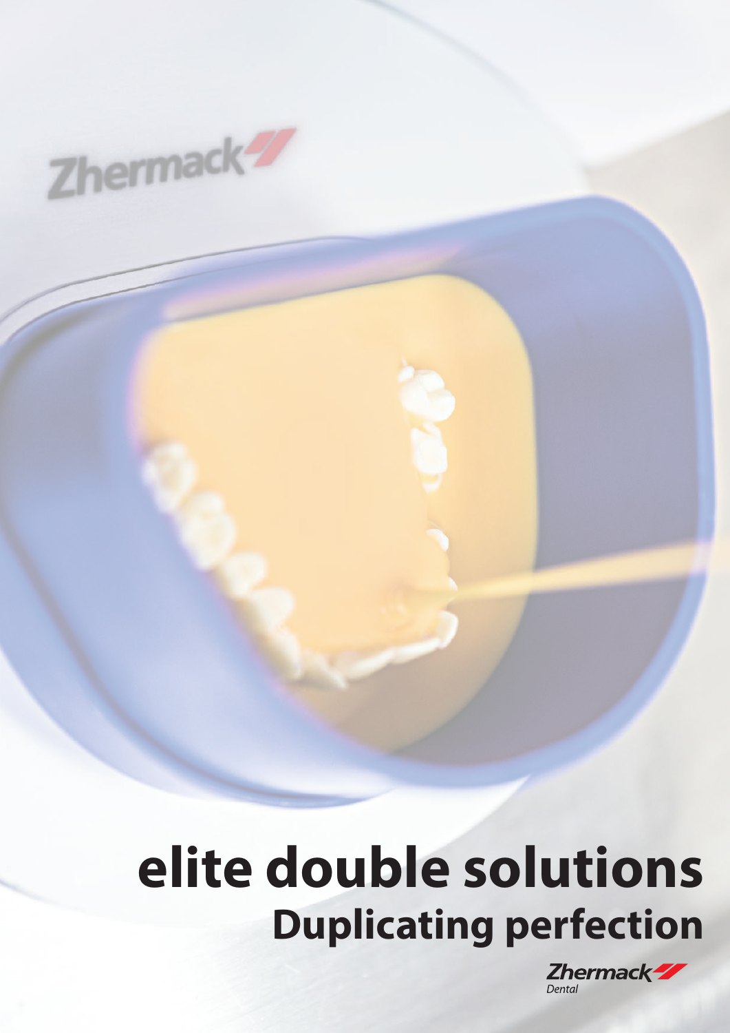# elite double solutions

## Duplicating perfection

Zhermack Dental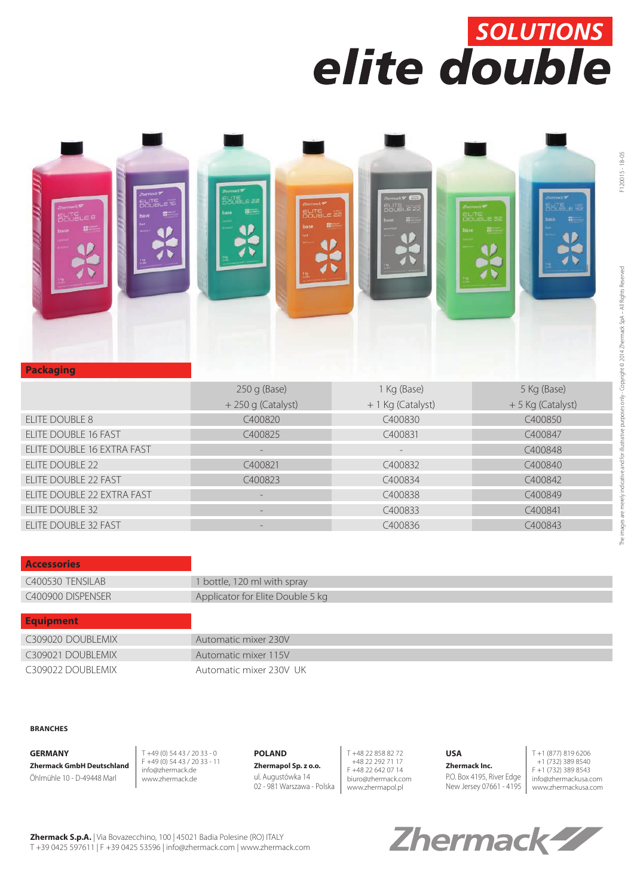SOLUTIONS

# elite double

## Packaging

| | 250 g (Base) + 250 g (Catalyst) | 1 Kg (Base) + 1 Kg (Catalyst) | 5 Kg (Base) + 5 Kg (Catalyst) |
|---|---|---|---|
| ELITE DOUBLE 8 | C400820 | C400830 | C400850 |
| ELITE DOUBLE 16 FAST | C400825 | C400831 | C400847 |
| ELITE DOUBLE 16 EXTRA FAST | - | - | C400848 |
| ELITE DOUBLE 22 | C400821 | C400832 | C400840 |
| ELITE DOUBLE 22 FAST | C400823 | C400834 | C400842 |
| ELITE DOUBLE 22 EXTRA FAST | - | C400838 | C400849 |
| ELITE DOUBLE 32 | - | C400833 | C400841 |
| ELITE DOUBLE 32 FAST | - | C400836 | C400843 |

## Accessories

| | |
|---|---|
| C400530 TENSILAB | 1 bottle, 120 ml with spray |
| C400900 DISPENSER | Applicator for Elite Double 5 kg |

## Equipment

| | |
|---|---|
| C309020 DOUBLEMIX | Automatic mixer 230V |
| C309021 DOUBLEMIX | Automatic mixer 115V |
| C309022 DOUBLEMIX | Automatic mixer 230V UK |

**BRANCHES**

**GERMANY**
**Zhermack GmbH Deutschland**
Öhlmühle 10 - D-49448 Marl
T +49 (0) 54 43 / 20 33 - 0
F +49 (0) 54 43 / 20 33 - 11
info@zhermack.de
www.zhermack.de

**POLAND**
**Zhermapol Sp. z o.o.**
ul. Augustówka 14
02 - 981 Warszawa - Polska
T +48 22 858 82 72
+48 22 292 71 17
F +48 22 642 07 14
biuro@zhermack.com
www.zhermapol.pl

**USA**
**Zhermack Inc.**
P.O. Box 4195, River Edge
New Jersey 07661 - 4195
T +1 (877) 819 6206
+1 (732) 389 8540
F +1 (732) 389 8543
info@zhermackusa.com
www.zhermackusa.com

**Zhermack S.p.A.** | Via Bovazecchino, 100 | 45021 Badia Polesine (RO) ITALY
T +39 0425 597611 | F +39 0425 53596 | info@zhermack.com | www.zhermack.com

Zhermack

The images are merely indicative and for illustrative purposes only - Copyright © 2014 Zhermack SpA – All Rights Reserved

F120015 - 18-05